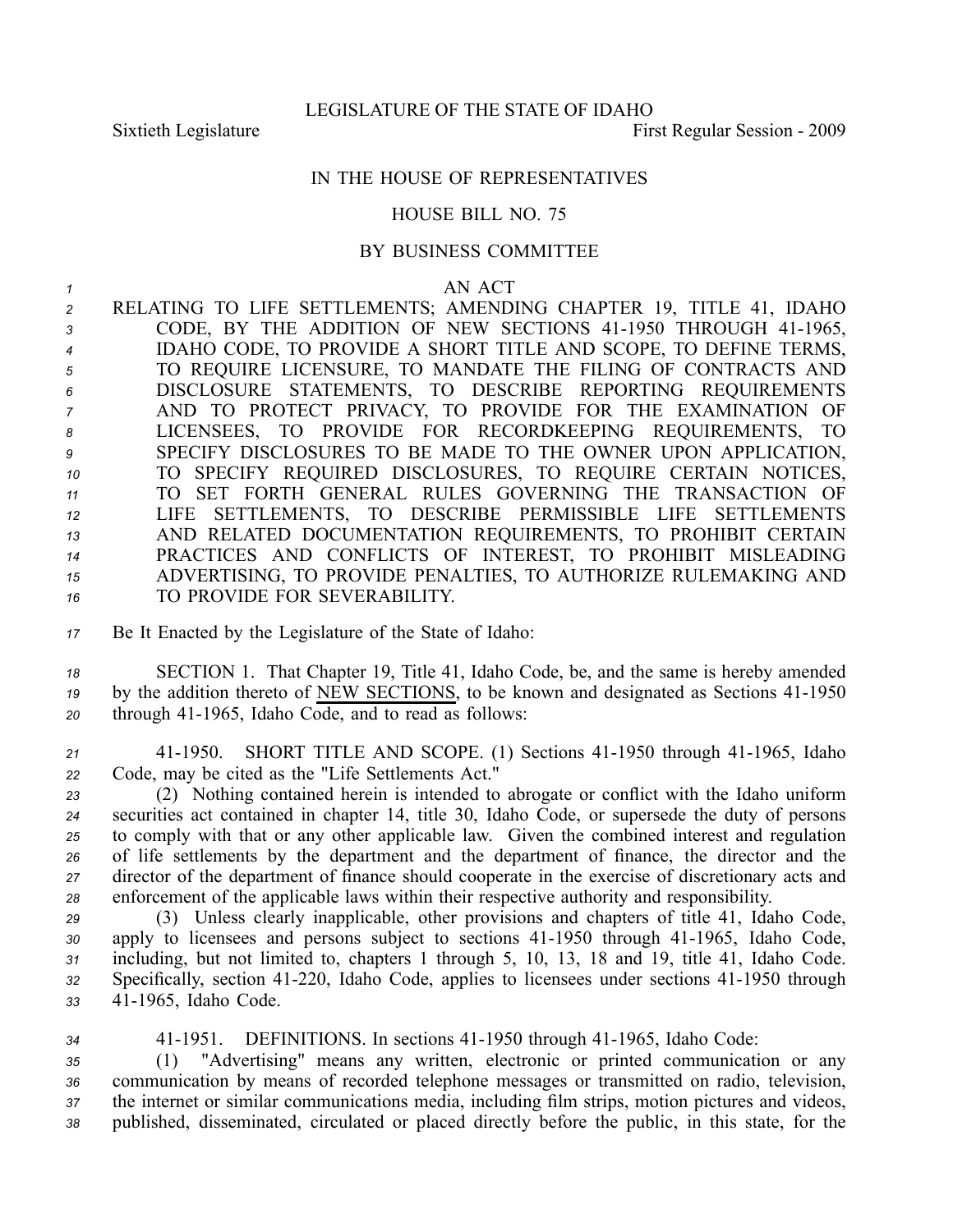LEGISLATURE OF THE STATE OF IDAHO

Sixtieth Legislature First Regular Session - 2009

IN THE HOUSE OF REPRESENTATIVES

HOUSE BILL NO. 75

BY BUSINESS COMMITTEE

AN ACT

RELATING TO LIFE SETTLEMENTS; AMENDING CHAPTER 19, TITLE 41, IDAHO CODE, BY THE ADDITION OF NEW SECTIONS 41-1950 THROUGH 41-1965, IDAHO CODE, TO PROVIDE A SHORT TITLE AND SCOPE, TO DEFINE TERMS, TO REQUIRE LICENSURE, TO MANDATE THE FILING OF CONTRACTS AND DISCLOSURE STATEMENTS, TO DESCRIBE REPORTING REQUIREMENTS AND TO PROTECT PRIVACY, TO PROVIDE FOR THE EXAMINATION OF LICENSEES, TO PROVIDE FOR RECORDKEEPING REQUIREMENTS, TO SPECIFY DISCLOSURES TO BE MADE TO THE OWNER UPON APPLICATION, TO SPECIFY REQUIRED DISCLOSURES, TO REQUIRE CERTAIN NOTICES, TO SET FORTH GENERAL RULES GOVERNING THE TRANSACTION OF LIFE SETTLEMENTS, TO DESCRIBE PERMISSIBLE LIFE SETTLEMENTS AND RELATED DOCUMENTATION REQUIREMENTS, TO PROHIBIT CERTAIN PRACTICES AND CONFLICTS OF INTEREST, TO PROHIBIT MISLEADING ADVERTISING, TO PROVIDE PENALTIES, TO AUTHORIZE RULEMAKING AND TO PROVIDE FOR SEVERABILITY.

Be It Enacted by the Legislature of the State of Idaho:

SECTION 1. That Chapter 19, Title 41, Idaho Code, be, and the same is hereby amended by the addition thereto of NEW SECTIONS, to be known and designated as Sections 41-1950 through 41-1965, Idaho Code, and to read as follows:

41-1950. SHORT TITLE AND SCOPE. (1) Sections 41-1950 through 41-1965, Idaho Code, may be cited as the "Life Settlements Act."

(2) Nothing contained herein is intended to abrogate or conflict with the Idaho uniform securities act contained in chapter 14, title 30, Idaho Code, or supersede the duty of persons to comply with that or any other applicable law. Given the combined interest and regulation of life settlements by the department and the department of finance, the director and the director of the department of finance should cooperate in the exercise of discretionary acts and enforcement of the applicable laws within their respective authority and responsibility.

(3) Unless clearly inapplicable, other provisions and chapters of title 41, Idaho Code, apply to licensees and persons subject to sections 41-1950 through 41-1965, Idaho Code, including, but not limited to, chapters 1 through 5, 10, 13, 18 and 19, title 41, Idaho Code. Specifically, section 41-220, Idaho Code, applies to licensees under sections 41-1950 through 41-1965, Idaho Code.

41-1951. DEFINITIONS. In sections 41-1950 through 41-1965, Idaho Code:

(1) "Advertising" means any written, electronic or printed communication or any communication by means of recorded telephone messages or transmitted on radio, television, the internet or similar communications media, including film strips, motion pictures and videos, published, disseminated, circulated or placed directly before the public, in this state, for the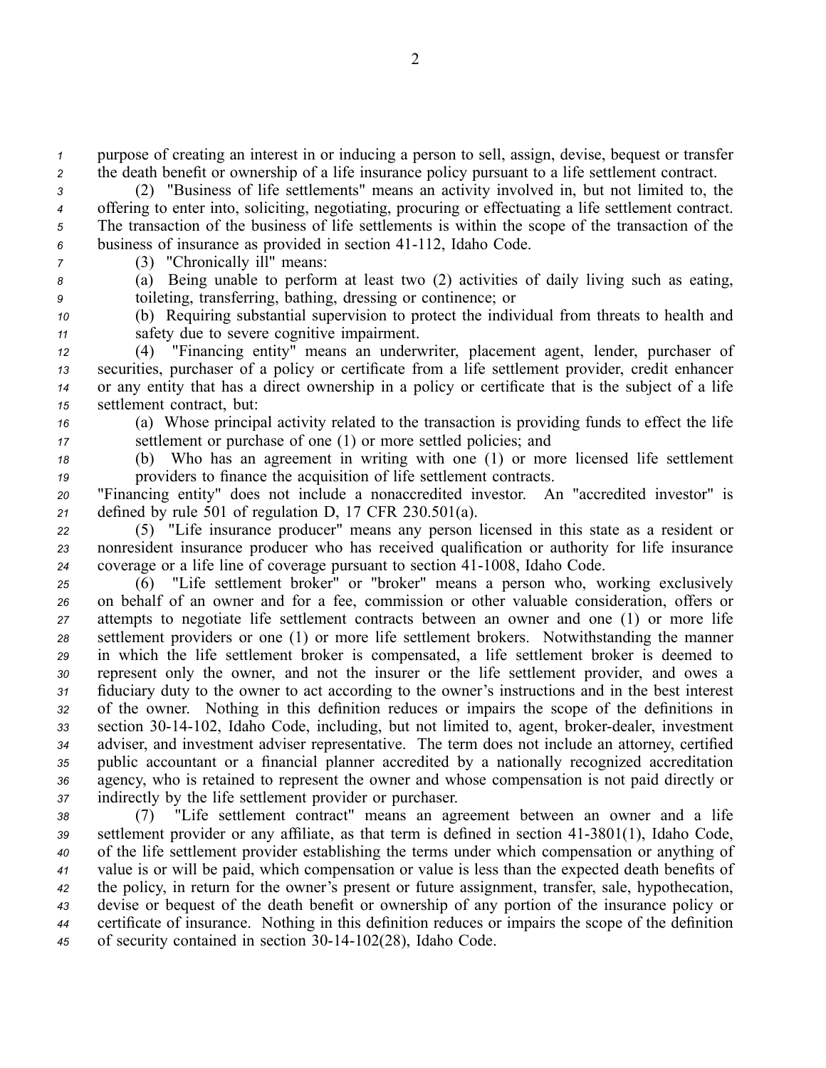purpose of creating an interest in or inducing a person to sell, assign, devise, bequest or transfer the death benefit or ownership of a life insurance policy pursuant to a life settlement contract.

(2) "Business of life settlements" means an activity involved in, but not limited to, the offering to enter into, soliciting, negotiating, procuring or effectuating a life settlement contract. The transaction of the business of life settlements is within the scope of the transaction of the business of insurance as provided in section 41-112, Idaho Code.

(3) "Chronically ill" means:

(a) Being unable to perform at least two (2) activities of daily living such as eating, toileting, transferring, bathing, dressing or continence; or

(b) Requiring substantial supervision to protect the individual from threats to health and safety due to severe cognitive impairment.

(4) "Financing entity" means an underwriter, placement agent, lender, purchaser of securities, purchaser of a policy or certificate from a life settlement provider, credit enhancer or any entity that has a direct ownership in a policy or certificate that is the subject of a life settlement contract, but:

(a) Whose principal activity related to the transaction is providing funds to effect the life settlement or purchase of one (1) or more settled policies; and

(b) Who has an agreement in writing with one (1) or more licensed life settlement providers to finance the acquisition of life settlement contracts.

"Financing entity" does not include a nonaccredited investor. An "accredited investor" is defined by rule 501 of regulation D, 17 CFR 230.501(a).

(5) "Life insurance producer" means any person licensed in this state as a resident or nonresident insurance producer who has received qualification or authority for life insurance coverage or a life line of coverage pursuant to section 41-1008, Idaho Code.

(6) "Life settlement broker" or "broker" means a person who, working exclusively on behalf of an owner and for a fee, commission or other valuable consideration, offers or attempts to negotiate life settlement contracts between an owner and one (1) or more life settlement providers or one (1) or more life settlement brokers. Notwithstanding the manner in which the life settlement broker is compensated, a life settlement broker is deemed to represent only the owner, and not the insurer or the life settlement provider, and owes a fiduciary duty to the owner to act according to the owner's instructions and in the best interest of the owner. Nothing in this definition reduces or impairs the scope of the definitions in section 30-14-102, Idaho Code, including, but not limited to, agent, broker-dealer, investment adviser, and investment adviser representative. The term does not include an attorney, certified public accountant or a financial planner accredited by a nationally recognized accreditation agency, who is retained to represent the owner and whose compensation is not paid directly or indirectly by the life settlement provider or purchaser.

(7) "Life settlement contract" means an agreement between an owner and a life settlement provider or any affiliate, as that term is defined in section 41-3801(1), Idaho Code, of the life settlement provider establishing the terms under which compensation or anything of value is or will be paid, which compensation or value is less than the expected death benefits of the policy, in return for the owner's present or future assignment, transfer, sale, hypothecation, devise or bequest of the death benefit or ownership of any portion of the insurance policy or certificate of insurance. Nothing in this definition reduces or impairs the scope of the definition of security contained in section 30-14-102(28), Idaho Code.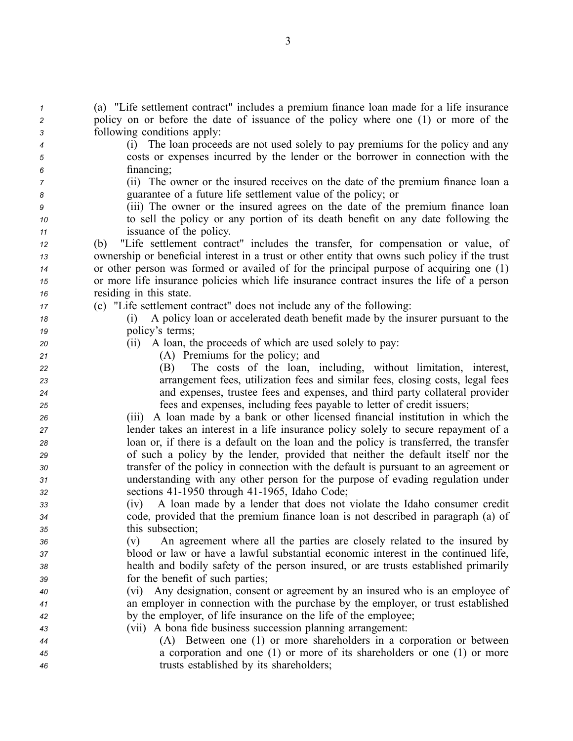(a) "Life settlement contract" includes a premium finance loan made for a life insurance policy on or before the date of issuance of the policy where one (1) or more of the following conditions apply:

(i) The loan proceeds are not used solely to pay premiums for the policy and any costs or expenses incurred by the lender or the borrower in connection with the financing;

(ii) The owner or the insured receives on the date of the premium finance loan a guarantee of a future life settlement value of the policy; or

(iii) The owner or the insured agrees on the date of the premium finance loan to sell the policy or any portion of its death benefit on any date following the issuance of the policy.

(b) "Life settlement contract" includes the transfer, for compensation or value, of ownership or beneficial interest in a trust or other entity that owns such policy if the trust or other person was formed or availed of for the principal purpose of acquiring one (1) or more life insurance policies which life insurance contract insures the life of a person residing in this state.

(c) "Life settlement contract" does not include any of the following:

(i) A policy loan or accelerated death benefit made by the insurer pursuant to the policy's terms;

(ii) A loan, the proceeds of which are used solely to pay:

(A) Premiums for the policy; and

(B) The costs of the loan, including, without limitation, interest, arrangement fees, utilization fees and similar fees, closing costs, legal fees and expenses, trustee fees and expenses, and third party collateral provider fees and expenses, including fees payable to letter of credit issuers;

(iii) A loan made by a bank or other licensed financial institution in which the lender takes an interest in a life insurance policy solely to secure repayment of a loan or, if there is a default on the loan and the policy is transferred, the transfer of such a policy by the lender, provided that neither the default itself nor the transfer of the policy in connection with the default is pursuant to an agreement or understanding with any other person for the purpose of evading regulation under sections 41-1950 through 41-1965, Idaho Code;

(iv) A loan made by a lender that does not violate the Idaho consumer credit code, provided that the premium finance loan is not described in paragraph (a) of this subsection;

(v) An agreement where all the parties are closely related to the insured by blood or law or have a lawful substantial economic interest in the continued life, health and bodily safety of the person insured, or are trusts established primarily for the benefit of such parties;

(vi) Any designation, consent or agreement by an insured who is an employee of an employer in connection with the purchase by the employer, or trust established by the employer, of life insurance on the life of the employee;

(vii) A bona fide business succession planning arrangement:

(A) Between one (1) or more shareholders in a corporation or between a corporation and one (1) or more of its shareholders or one (1) or more trusts established by its shareholders;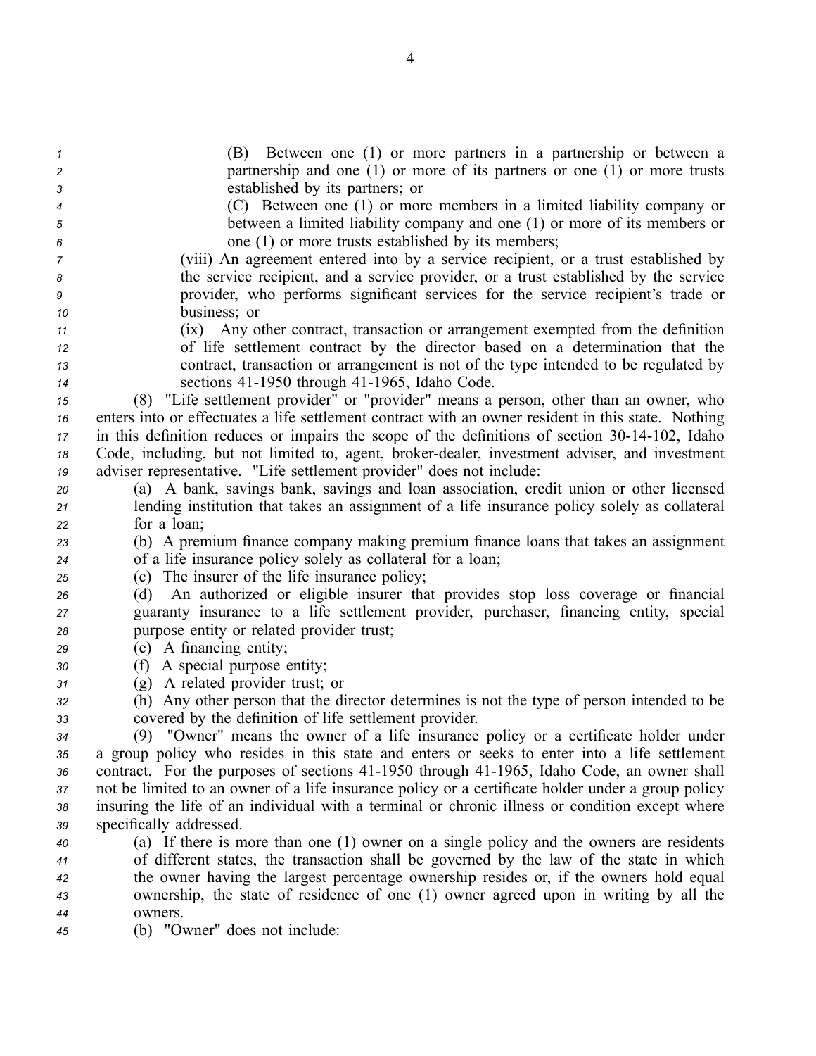(B) Between one (1) or more partners in a partnership or between a partnership and one (1) or more of its partners or one (1) or more trusts established by its partners; or

(C) Between one (1) or more members in a limited liability company or between a limited liability company and one (1) or more of its members or one (1) or more trusts established by its members;

(viii) An agreement entered into by a service recipient, or a trust established by the service recipient, and a service provider, or a trust established by the service provider, who performs significant services for the service recipient's trade or business; or

(ix) Any other contract, transaction or arrangement exempted from the definition of life settlement contract by the director based on a determination that the contract, transaction or arrangement is not of the type intended to be regulated by sections 41-1950 through 41-1965, Idaho Code.

(8) "Life settlement provider" or "provider" means a person, other than an owner, who enters into or effectuates a life settlement contract with an owner resident in this state. Nothing in this definition reduces or impairs the scope of the definitions of section 30-14-102, Idaho Code, including, but not limited to, agent, broker-dealer, investment adviser, and investment adviser representative. "Life settlement provider" does not include:

(a) A bank, savings bank, savings and loan association, credit union or other licensed lending institution that takes an assignment of a life insurance policy solely as collateral for a loan;

(b) A premium finance company making premium finance loans that takes an assignment of a life insurance policy solely as collateral for a loan;

(c) The insurer of the life insurance policy;

(d) An authorized or eligible insurer that provides stop loss coverage or financial guaranty insurance to a life settlement provider, purchaser, financing entity, special purpose entity or related provider trust;

(e) A financing entity;

(f) A special purpose entity;

(g) A related provider trust; or

(h) Any other person that the director determines is not the type of person intended to be covered by the definition of life settlement provider.

(9) "Owner" means the owner of a life insurance policy or a certificate holder under a group policy who resides in this state and enters or seeks to enter into a life settlement contract. For the purposes of sections 41-1950 through 41-1965, Idaho Code, an owner shall not be limited to an owner of a life insurance policy or a certificate holder under a group policy insuring the life of an individual with a terminal or chronic illness or condition except where specifically addressed.

(a) If there is more than one (1) owner on a single policy and the owners are residents of different states, the transaction shall be governed by the law of the state in which the owner having the largest percentage ownership resides or, if the owners hold equal ownership, the state of residence of one (1) owner agreed upon in writing by all the owners.

(b) "Owner" does not include: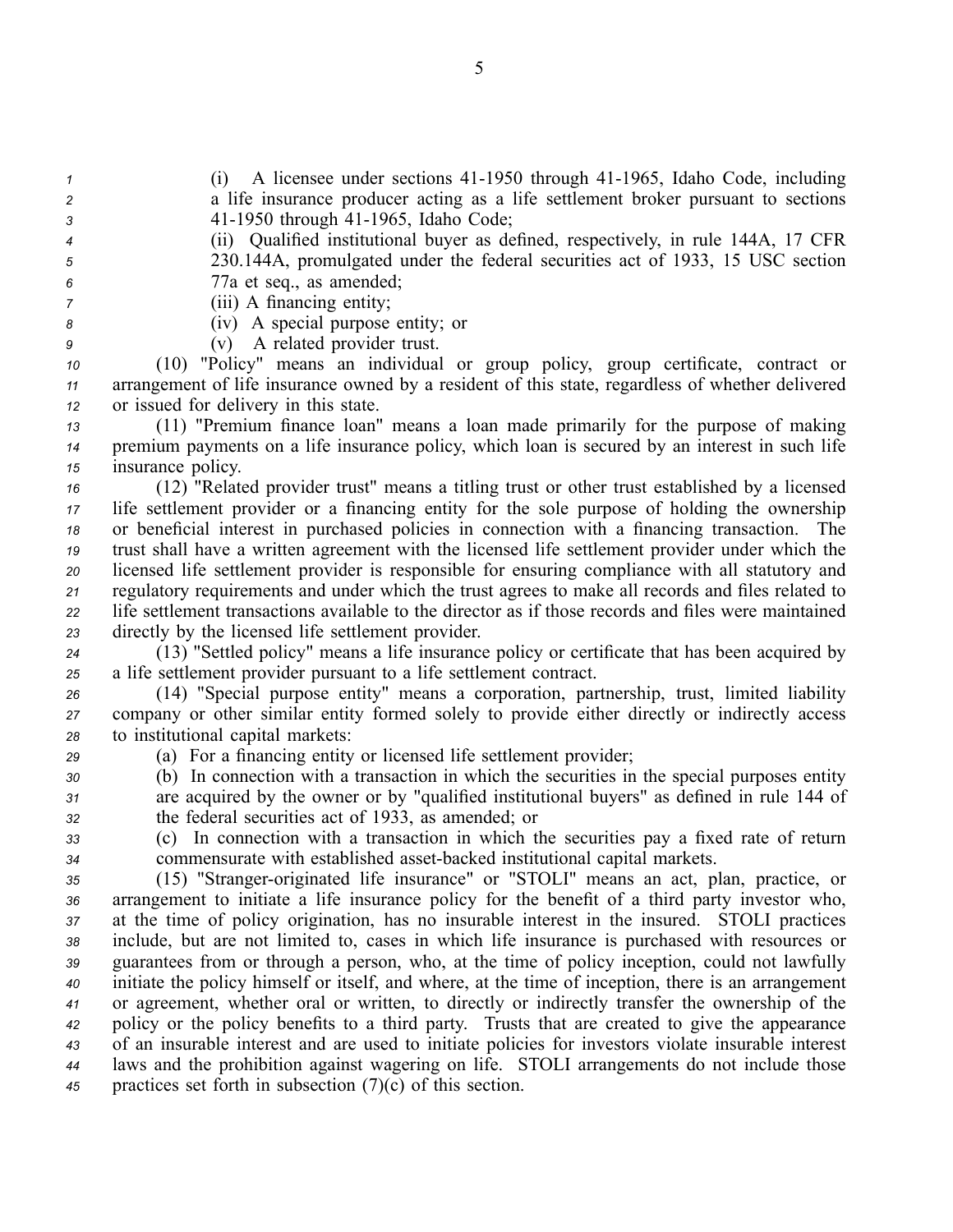(i) A licensee under sections 41-1950 through 41-1965, Idaho Code, including a life insurance producer acting as a life settlement broker pursuant to sections 41-1950 through 41-1965, Idaho Code;

(ii) Qualified institutional buyer as defined, respectively, in rule 144A, 17 CFR 230.144A, promulgated under the federal securities act of 1933, 15 USC section 77a et seq., as amended;

(iii) A financing entity;

(iv) A special purpose entity; or

(v) A related provider trust.

(10) "Policy" means an individual or group policy, group certificate, contract or arrangement of life insurance owned by a resident of this state, regardless of whether delivered or issued for delivery in this state.

(11) "Premium finance loan" means a loan made primarily for the purpose of making premium payments on a life insurance policy, which loan is secured by an interest in such life insurance policy.

(12) "Related provider trust" means a titling trust or other trust established by a licensed life settlement provider or a financing entity for the sole purpose of holding the ownership or beneficial interest in purchased policies in connection with a financing transaction. The trust shall have a written agreement with the licensed life settlement provider under which the licensed life settlement provider is responsible for ensuring compliance with all statutory and regulatory requirements and under which the trust agrees to make all records and files related to life settlement transactions available to the director as if those records and files were maintained directly by the licensed life settlement provider.

(13) "Settled policy" means a life insurance policy or certificate that has been acquired by a life settlement provider pursuant to a life settlement contract.

(14) "Special purpose entity" means a corporation, partnership, trust, limited liability company or other similar entity formed solely to provide either directly or indirectly access to institutional capital markets:

(a) For a financing entity or licensed life settlement provider;

(b) In connection with a transaction in which the securities in the special purposes entity are acquired by the owner or by "qualified institutional buyers" as defined in rule 144 of the federal securities act of 1933, as amended; or

(c) In connection with a transaction in which the securities pay a fixed rate of return commensurate with established asset-backed institutional capital markets.

(15) "Stranger-originated life insurance" or "STOLI" means an act, plan, practice, or arrangement to initiate a life insurance policy for the benefit of a third party investor who, at the time of policy origination, has no insurable interest in the insured. STOLI practices include, but are not limited to, cases in which life insurance is purchased with resources or guarantees from or through a person, who, at the time of policy inception, could not lawfully initiate the policy himself or itself, and where, at the time of inception, there is an arrangement or agreement, whether oral or written, to directly or indirectly transfer the ownership of the policy or the policy benefits to a third party. Trusts that are created to give the appearance of an insurable interest and are used to initiate policies for investors violate insurable interest laws and the prohibition against wagering on life. STOLI arrangements do not include those practices set forth in subsection (7)(c) of this section.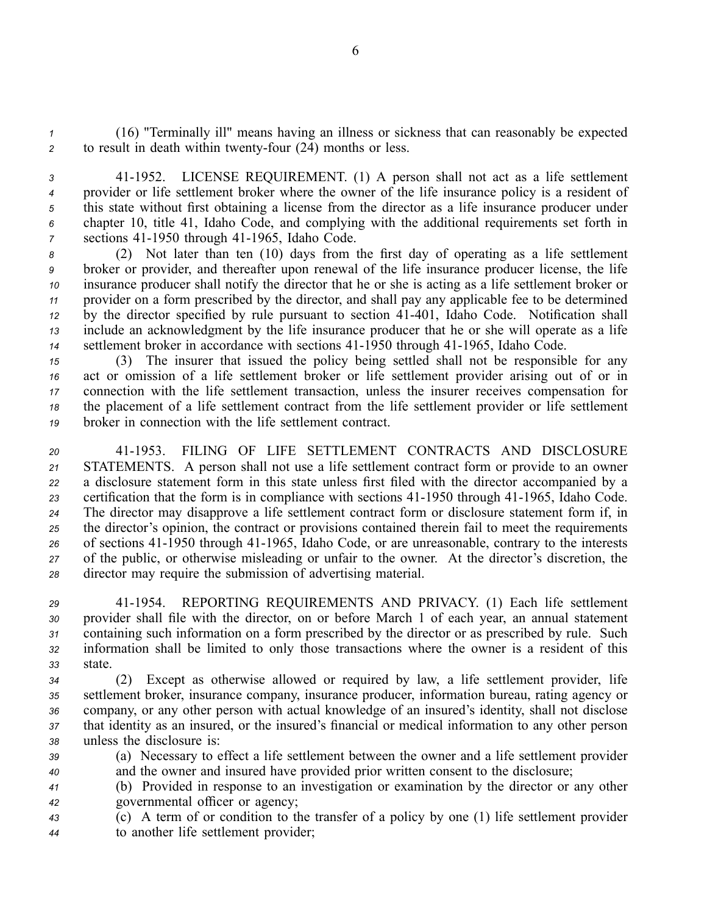(16) "Terminally ill" means having an illness or sickness that can reasonably be expected to result in death within twenty-four (24) months or less.

41-1952. LICENSE REQUIREMENT. (1) A person shall not act as a life settlement provider or life settlement broker where the owner of the life insurance policy is a resident of this state without first obtaining a license from the director as a life insurance producer under chapter 10, title 41, Idaho Code, and complying with the additional requirements set forth in sections 41-1950 through 41-1965, Idaho Code.

(2) Not later than ten (10) days from the first day of operating as a life settlement broker or provider, and thereafter upon renewal of the life insurance producer license, the life insurance producer shall notify the director that he or she is acting as a life settlement broker or provider on a form prescribed by the director, and shall pay any applicable fee to be determined by the director specified by rule pursuant to section 41-401, Idaho Code. Notification shall include an acknowledgment by the life insurance producer that he or she will operate as a life settlement broker in accordance with sections 41-1950 through 41-1965, Idaho Code.

(3) The insurer that issued the policy being settled shall not be responsible for any act or omission of a life settlement broker or life settlement provider arising out of or in connection with the life settlement transaction, unless the insurer receives compensation for the placement of a life settlement contract from the life settlement provider or life settlement broker in connection with the life settlement contract.

41-1953. FILING OF LIFE SETTLEMENT CONTRACTS AND DISCLOSURE STATEMENTS. A person shall not use a life settlement contract form or provide to an owner a disclosure statement form in this state unless first filed with the director accompanied by a certification that the form is in compliance with sections 41-1950 through 41-1965, Idaho Code. The director may disapprove a life settlement contract form or disclosure statement form if, in the director's opinion, the contract or provisions contained therein fail to meet the requirements of sections 41-1950 through 41-1965, Idaho Code, or are unreasonable, contrary to the interests of the public, or otherwise misleading or unfair to the owner. At the director's discretion, the director may require the submission of advertising material.

41-1954. REPORTING REQUIREMENTS AND PRIVACY. (1) Each life settlement provider shall file with the director, on or before March 1 of each year, an annual statement containing such information on a form prescribed by the director or as prescribed by rule. Such information shall be limited to only those transactions where the owner is a resident of this state.

(2) Except as otherwise allowed or required by law, a life settlement provider, life settlement broker, insurance company, insurance producer, information bureau, rating agency or company, or any other person with actual knowledge of an insured's identity, shall not disclose that identity as an insured, or the insured's financial or medical information to any other person unless the disclosure is:

(a) Necessary to effect a life settlement between the owner and a life settlement provider and the owner and insured have provided prior written consent to the disclosure;

(b) Provided in response to an investigation or examination by the director or any other governmental officer or agency;

(c) A term of or condition to the transfer of a policy by one (1) life settlement provider to another life settlement provider;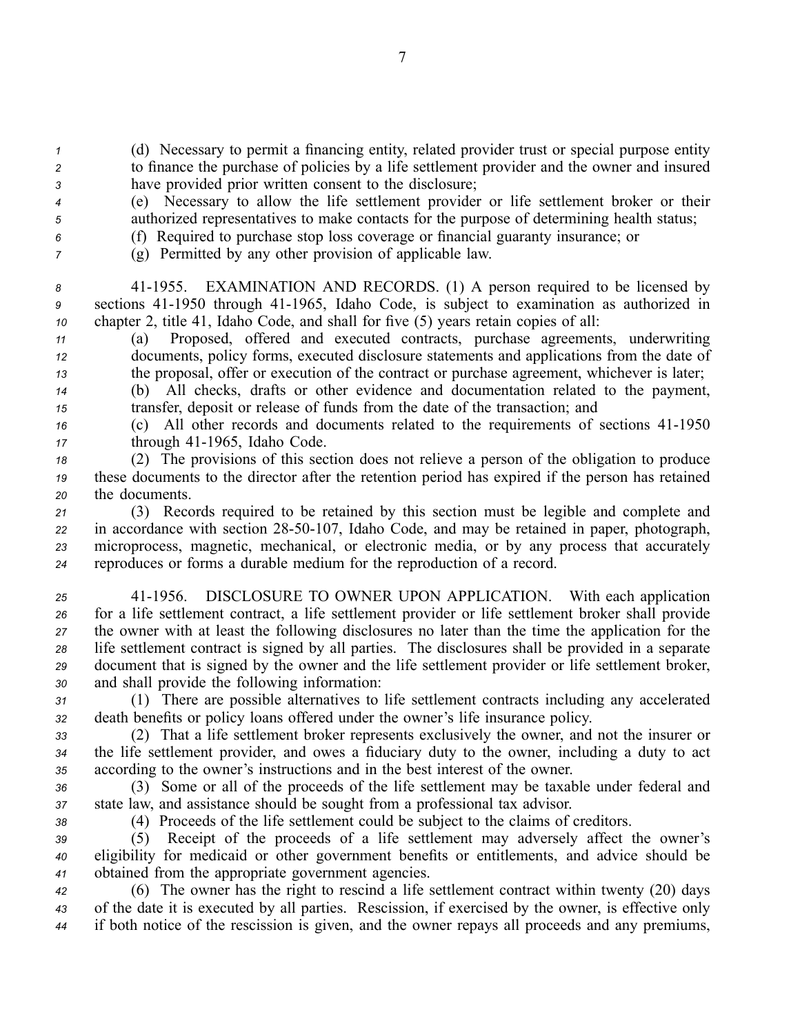(d) Necessary to permit a financing entity, related provider trust or special purpose entity to finance the purchase of policies by a life settlement provider and the owner and insured have provided prior written consent to the disclosure;

(e) Necessary to allow the life settlement provider or life settlement broker or their authorized representatives to make contacts for the purpose of determining health status;

(f) Required to purchase stop loss coverage or financial guaranty insurance; or

(g) Permitted by any other provision of applicable law.

41-1955. EXAMINATION AND RECORDS. (1) A person required to be licensed by sections 41-1950 through 41-1965, Idaho Code, is subject to examination as authorized in chapter 2, title 41, Idaho Code, and shall for five (5) years retain copies of all:

(a) Proposed, offered and executed contracts, purchase agreements, underwriting documents, policy forms, executed disclosure statements and applications from the date of the proposal, offer or execution of the contract or purchase agreement, whichever is later;

(b) All checks, drafts or other evidence and documentation related to the payment, transfer, deposit or release of funds from the date of the transaction; and

(c) All other records and documents related to the requirements of sections 41-1950 through 41-1965, Idaho Code.

(2) The provisions of this section does not relieve a person of the obligation to produce these documents to the director after the retention period has expired if the person has retained the documents.

(3) Records required to be retained by this section must be legible and complete and in accordance with section 28-50-107, Idaho Code, and may be retained in paper, photograph, microprocess, magnetic, mechanical, or electronic media, or by any process that accurately reproduces or forms a durable medium for the reproduction of a record.

41-1956. DISCLOSURE TO OWNER UPON APPLICATION. With each application for a life settlement contract, a life settlement provider or life settlement broker shall provide the owner with at least the following disclosures no later than the time the application for the life settlement contract is signed by all parties. The disclosures shall be provided in a separate document that is signed by the owner and the life settlement provider or life settlement broker, and shall provide the following information:

(1) There are possible alternatives to life settlement contracts including any accelerated death benefits or policy loans offered under the owner's life insurance policy.

(2) That a life settlement broker represents exclusively the owner, and not the insurer or the life settlement provider, and owes a fiduciary duty to the owner, including a duty to act according to the owner's instructions and in the best interest of the owner.

(3) Some or all of the proceeds of the life settlement may be taxable under federal and state law, and assistance should be sought from a professional tax advisor.

(4) Proceeds of the life settlement could be subject to the claims of creditors.

(5) Receipt of the proceeds of a life settlement may adversely affect the owner's eligibility for medicaid or other government benefits or entitlements, and advice should be obtained from the appropriate government agencies.

(6) The owner has the right to rescind a life settlement contract within twenty (20) days of the date it is executed by all parties. Rescission, if exercised by the owner, is effective only if both notice of the rescission is given, and the owner repays all proceeds and any premiums,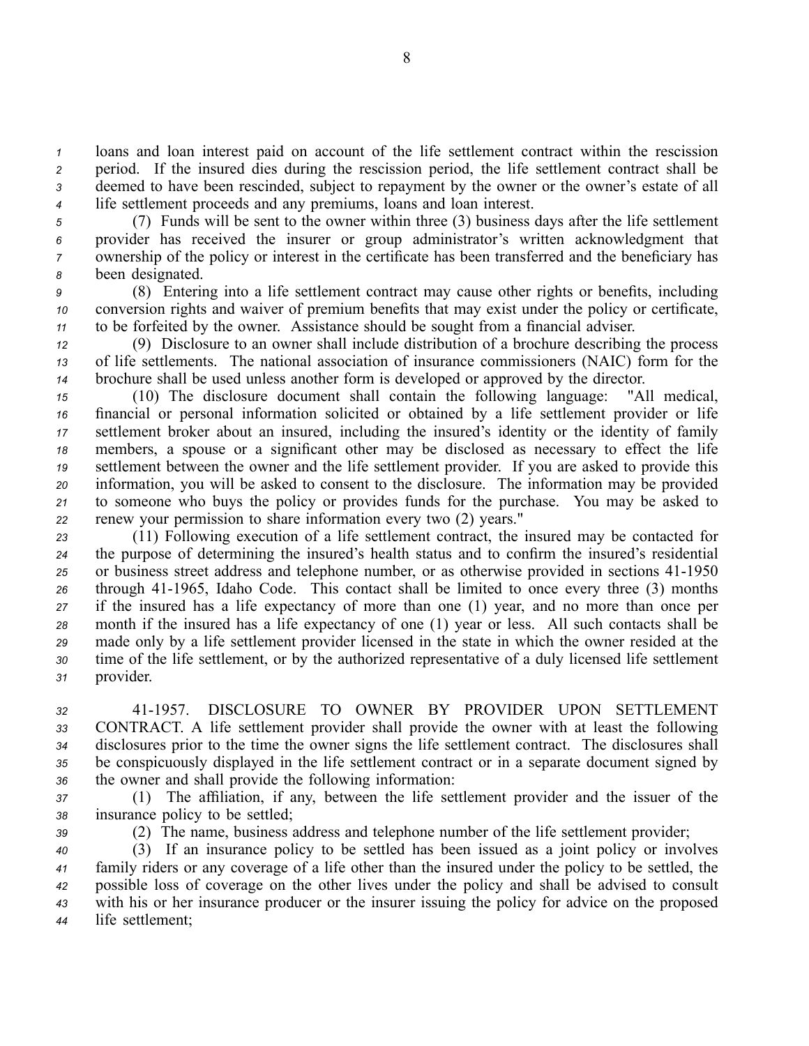loans and loan interest paid on account of the life settlement contract within the rescission period. If the insured dies during the rescission period, the life settlement contract shall be deemed to have been rescinded, subject to repayment by the owner or the owner's estate of all life settlement proceeds and any premiums, loans and loan interest.

(7) Funds will be sent to the owner within three (3) business days after the life settlement provider has received the insurer or group administrator's written acknowledgment that ownership of the policy or interest in the certificate has been transferred and the beneficiary has been designated.

(8) Entering into a life settlement contract may cause other rights or benefits, including conversion rights and waiver of premium benefits that may exist under the policy or certificate, to be forfeited by the owner. Assistance should be sought from a financial adviser.

(9) Disclosure to an owner shall include distribution of a brochure describing the process of life settlements. The national association of insurance commissioners (NAIC) form for the brochure shall be used unless another form is developed or approved by the director.

(10) The disclosure document shall contain the following language: "All medical, financial or personal information solicited or obtained by a life settlement provider or life settlement broker about an insured, including the insured's identity or the identity of family members, a spouse or a significant other may be disclosed as necessary to effect the life settlement between the owner and the life settlement provider. If you are asked to provide this information, you will be asked to consent to the disclosure. The information may be provided to someone who buys the policy or provides funds for the purchase. You may be asked to renew your permission to share information every two (2) years."

(11) Following execution of a life settlement contract, the insured may be contacted for the purpose of determining the insured's health status and to confirm the insured's residential or business street address and telephone number, or as otherwise provided in sections 41-1950 through 41-1965, Idaho Code. This contact shall be limited to once every three (3) months if the insured has a life expectancy of more than one (1) year, and no more than once per month if the insured has a life expectancy of one (1) year or less. All such contacts shall be made only by a life settlement provider licensed in the state in which the owner resided at the time of the life settlement, or by the authorized representative of a duly licensed life settlement provider.

41-1957. DISCLOSURE TO OWNER BY PROVIDER UPON SETTLEMENT CONTRACT. A life settlement provider shall provide the owner with at least the following disclosures prior to the time the owner signs the life settlement contract. The disclosures shall be conspicuously displayed in the life settlement contract or in a separate document signed by the owner and shall provide the following information:

(1) The affiliation, if any, between the life settlement provider and the issuer of the insurance policy to be settled;

(2) The name, business address and telephone number of the life settlement provider;

(3) If an insurance policy to be settled has been issued as a joint policy or involves family riders or any coverage of a life other than the insured under the policy to be settled, the possible loss of coverage on the other lives under the policy and shall be advised to consult with his or her insurance producer or the insurer issuing the policy for advice on the proposed life settlement;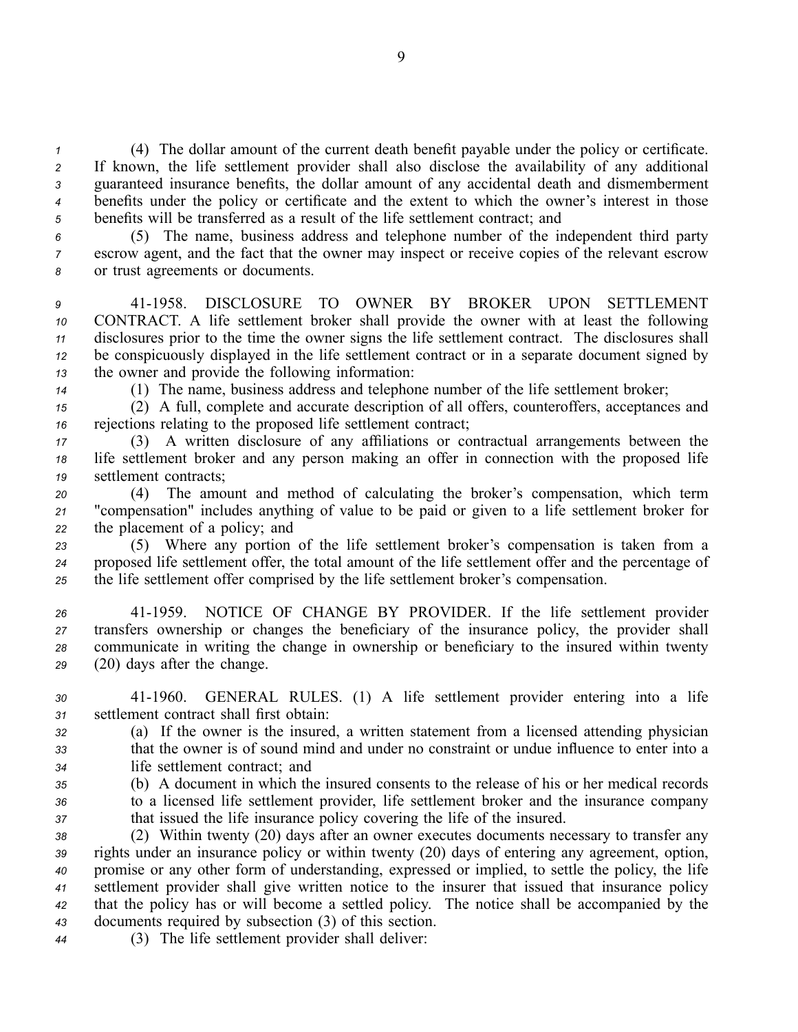(4) The dollar amount of the current death benefit payable under the policy or certificate. If known, the life settlement provider shall also disclose the availability of any additional guaranteed insurance benefits, the dollar amount of any accidental death and dismemberment benefits under the policy or certificate and the extent to which the owner's interest in those benefits will be transferred as a result of the life settlement contract; and

(5) The name, business address and telephone number of the independent third party escrow agent, and the fact that the owner may inspect or receive copies of the relevant escrow or trust agreements or documents.

41-1958. DISCLOSURE TO OWNER BY BROKER UPON SETTLEMENT CONTRACT. A life settlement broker shall provide the owner with at least the following disclosures prior to the time the owner signs the life settlement contract. The disclosures shall be conspicuously displayed in the life settlement contract or in a separate document signed by the owner and provide the following information:

(1) The name, business address and telephone number of the life settlement broker;

(2) A full, complete and accurate description of all offers, counteroffers, acceptances and rejections relating to the proposed life settlement contract;

(3) A written disclosure of any affiliations or contractual arrangements between the life settlement broker and any person making an offer in connection with the proposed life settlement contracts;

(4) The amount and method of calculating the broker's compensation, which term "compensation" includes anything of value to be paid or given to a life settlement broker for the placement of a policy; and

(5) Where any portion of the life settlement broker's compensation is taken from a proposed life settlement offer, the total amount of the life settlement offer and the percentage of the life settlement offer comprised by the life settlement broker's compensation.

41-1959. NOTICE OF CHANGE BY PROVIDER. If the life settlement provider transfers ownership or changes the beneficiary of the insurance policy, the provider shall communicate in writing the change in ownership or beneficiary to the insured within twenty (20) days after the change.

41-1960. GENERAL RULES. (1) A life settlement provider entering into a life settlement contract shall first obtain:

(a) If the owner is the insured, a written statement from a licensed attending physician that the owner is of sound mind and under no constraint or undue influence to enter into a life settlement contract; and

(b) A document in which the insured consents to the release of his or her medical records to a licensed life settlement provider, life settlement broker and the insurance company that issued the life insurance policy covering the life of the insured.

(2) Within twenty (20) days after an owner executes documents necessary to transfer any rights under an insurance policy or within twenty (20) days of entering any agreement, option, promise or any other form of understanding, expressed or implied, to settle the policy, the life settlement provider shall give written notice to the insurer that issued that insurance policy that the policy has or will become a settled policy. The notice shall be accompanied by the documents required by subsection (3) of this section.

(3) The life settlement provider shall deliver: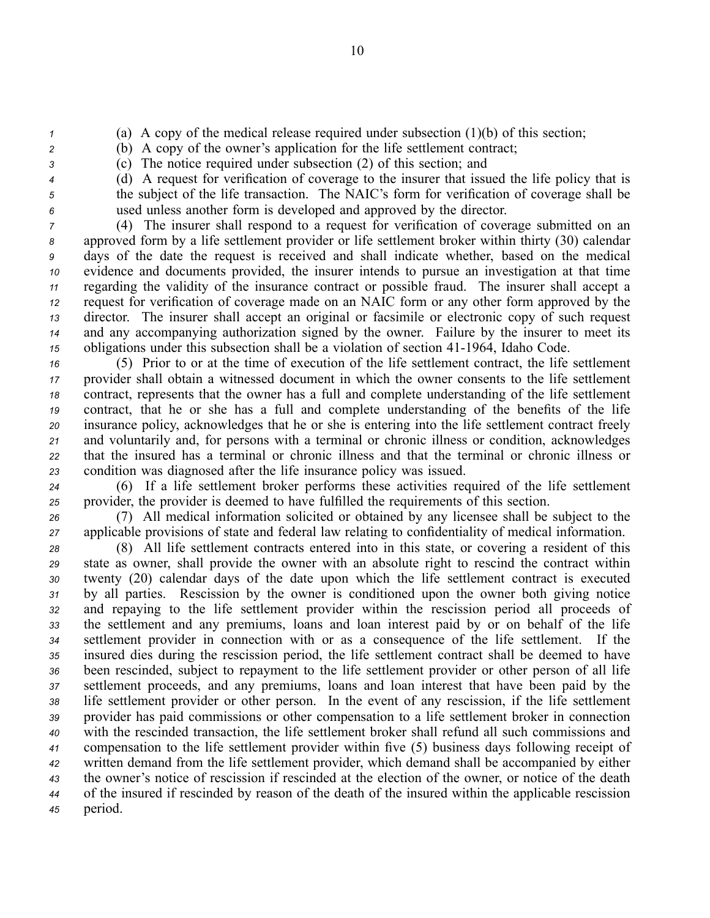(a) A copy of the medical release required under subsection (1)(b) of this section;

(b) A copy of the owner's application for the life settlement contract;

(c) The notice required under subsection (2) of this section; and

(d) A request for verification of coverage to the insurer that issued the life policy that is the subject of the life transaction. The NAIC's form for verification of coverage shall be used unless another form is developed and approved by the director.

(4) The insurer shall respond to a request for verification of coverage submitted on an approved form by a life settlement provider or life settlement broker within thirty (30) calendar days of the date the request is received and shall indicate whether, based on the medical evidence and documents provided, the insurer intends to pursue an investigation at that time regarding the validity of the insurance contract or possible fraud. The insurer shall accept a request for verification of coverage made on an NAIC form or any other form approved by the director. The insurer shall accept an original or facsimile or electronic copy of such request and any accompanying authorization signed by the owner. Failure by the insurer to meet its obligations under this subsection shall be a violation of section 41-1964, Idaho Code.

(5) Prior to or at the time of execution of the life settlement contract, the life settlement provider shall obtain a witnessed document in which the owner consents to the life settlement contract, represents that the owner has a full and complete understanding of the life settlement contract, that he or she has a full and complete understanding of the benefits of the life insurance policy, acknowledges that he or she is entering into the life settlement contract freely and voluntarily and, for persons with a terminal or chronic illness or condition, acknowledges that the insured has a terminal or chronic illness and that the terminal or chronic illness or condition was diagnosed after the life insurance policy was issued.

(6) If a life settlement broker performs these activities required of the life settlement provider, the provider is deemed to have fulfilled the requirements of this section.

(7) All medical information solicited or obtained by any licensee shall be subject to the applicable provisions of state and federal law relating to confidentiality of medical information.

(8) All life settlement contracts entered into in this state, or covering a resident of this state as owner, shall provide the owner with an absolute right to rescind the contract within twenty (20) calendar days of the date upon which the life settlement contract is executed by all parties. Rescission by the owner is conditioned upon the owner both giving notice and repaying to the life settlement provider within the rescission period all proceeds of the settlement and any premiums, loans and loan interest paid by or on behalf of the life settlement provider in connection with or as a consequence of the life settlement. If the insured dies during the rescission period, the life settlement contract shall be deemed to have been rescinded, subject to repayment to the life settlement provider or other person of all life settlement proceeds, and any premiums, loans and loan interest that have been paid by the life settlement provider or other person. In the event of any rescission, if the life settlement provider has paid commissions or other compensation to a life settlement broker in connection with the rescinded transaction, the life settlement broker shall refund all such commissions and compensation to the life settlement provider within five (5) business days following receipt of written demand from the life settlement provider, which demand shall be accompanied by either the owner's notice of rescission if rescinded at the election of the owner, or notice of the death of the insured if rescinded by reason of the death of the insured within the applicable rescission period.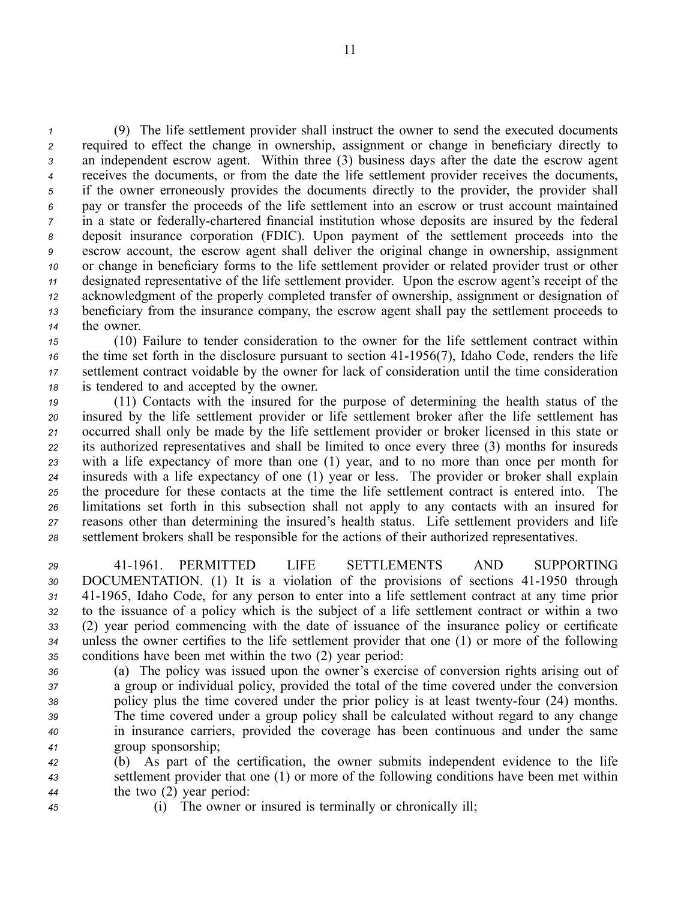(9) The life settlement provider shall instruct the owner to send the executed documents required to effect the change in ownership, assignment or change in beneficiary directly to an independent escrow agent. Within three (3) business days after the date the escrow agent receives the documents, or from the date the life settlement provider receives the documents, if the owner erroneously provides the documents directly to the provider, the provider shall pay or transfer the proceeds of the life settlement into an escrow or trust account maintained in a state or federally-chartered financial institution whose deposits are insured by the federal deposit insurance corporation (FDIC). Upon payment of the settlement proceeds into the escrow account, the escrow agent shall deliver the original change in ownership, assignment or change in beneficiary forms to the life settlement provider or related provider trust or other designated representative of the life settlement provider. Upon the escrow agent's receipt of the acknowledgment of the properly completed transfer of ownership, assignment or designation of beneficiary from the insurance company, the escrow agent shall pay the settlement proceeds to the owner.

(10) Failure to tender consideration to the owner for the life settlement contract within the time set forth in the disclosure pursuant to section 41-1956(7), Idaho Code, renders the life settlement contract voidable by the owner for lack of consideration until the time consideration is tendered to and accepted by the owner.

(11) Contacts with the insured for the purpose of determining the health status of the insured by the life settlement provider or life settlement broker after the life settlement has occurred shall only be made by the life settlement provider or broker licensed in this state or its authorized representatives and shall be limited to once every three (3) months for insureds with a life expectancy of more than one (1) year, and to no more than once per month for insureds with a life expectancy of one (1) year or less. The provider or broker shall explain the procedure for these contacts at the time the life settlement contract is entered into. The limitations set forth in this subsection shall not apply to any contacts with an insured for reasons other than determining the insured's health status. Life settlement providers and life settlement brokers shall be responsible for the actions of their authorized representatives.

41-1961. PERMITTED LIFE SETTLEMENTS AND SUPPORTING DOCUMENTATION. (1) It is a violation of the provisions of sections 41-1950 through 41-1965, Idaho Code, for any person to enter into a life settlement contract at any time prior to the issuance of a policy which is the subject of a life settlement contract or within a two (2) year period commencing with the date of issuance of the insurance policy or certificate unless the owner certifies to the life settlement provider that one (1) or more of the following conditions have been met within the two (2) year period:

(a) The policy was issued upon the owner's exercise of conversion rights arising out of a group or individual policy, provided the total of the time covered under the conversion policy plus the time covered under the prior policy is at least twenty-four (24) months. The time covered under a group policy shall be calculated without regard to any change in insurance carriers, provided the coverage has been continuous and under the same group sponsorship;

(b) As part of the certification, the owner submits independent evidence to the life settlement provider that one (1) or more of the following conditions have been met within the two (2) year period:

(i) The owner or insured is terminally or chronically ill;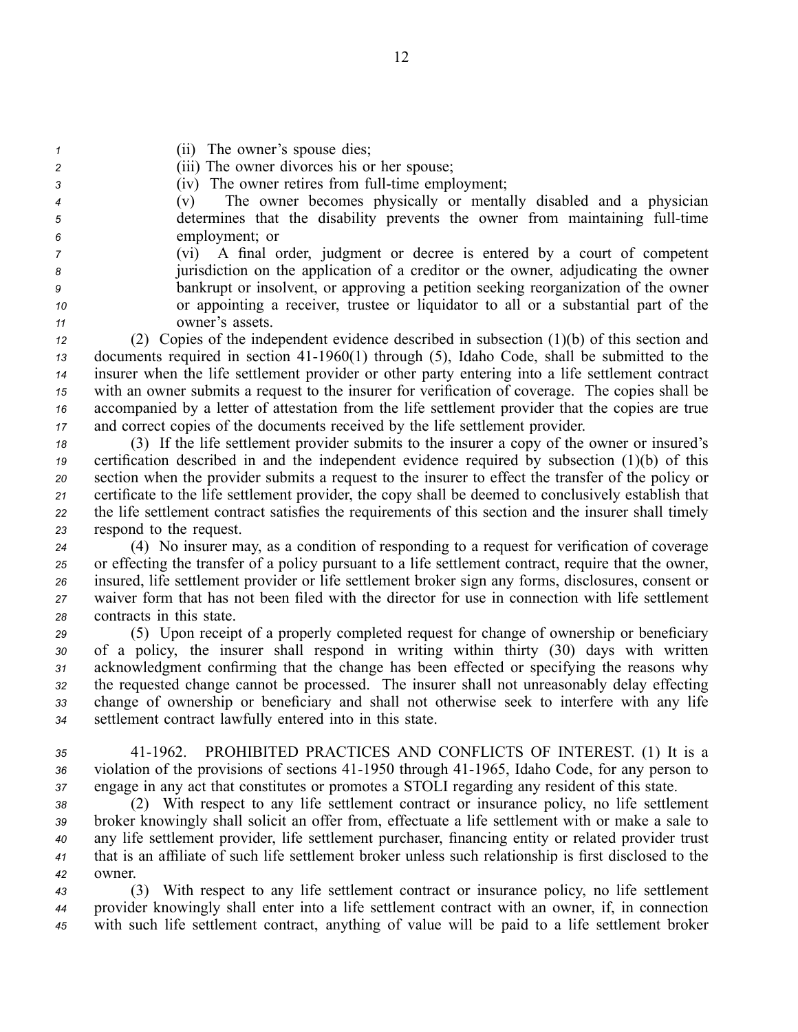(ii) The owner's spouse dies;

(iii) The owner divorces his or her spouse;

(iv) The owner retires from full-time employment;

(v) The owner becomes physically or mentally disabled and a physician determines that the disability prevents the owner from maintaining full-time employment; or

(vi) A final order, judgment or decree is entered by a court of competent jurisdiction on the application of a creditor or the owner, adjudicating the owner bankrupt or insolvent, or approving a petition seeking reorganization of the owner or appointing a receiver, trustee or liquidator to all or a substantial part of the owner's assets.

(2) Copies of the independent evidence described in subsection (1)(b) of this section and documents required in section 41-1960(1) through (5), Idaho Code, shall be submitted to the insurer when the life settlement provider or other party entering into a life settlement contract with an owner submits a request to the insurer for verification of coverage. The copies shall be accompanied by a letter of attestation from the life settlement provider that the copies are true and correct copies of the documents received by the life settlement provider.

(3) If the life settlement provider submits to the insurer a copy of the owner or insured's certification described in and the independent evidence required by subsection (1)(b) of this section when the provider submits a request to the insurer to effect the transfer of the policy or certificate to the life settlement provider, the copy shall be deemed to conclusively establish that the life settlement contract satisfies the requirements of this section and the insurer shall timely respond to the request.

(4) No insurer may, as a condition of responding to a request for verification of coverage or effecting the transfer of a policy pursuant to a life settlement contract, require that the owner, insured, life settlement provider or life settlement broker sign any forms, disclosures, consent or waiver form that has not been filed with the director for use in connection with life settlement contracts in this state.

(5) Upon receipt of a properly completed request for change of ownership or beneficiary of a policy, the insurer shall respond in writing within thirty (30) days with written acknowledgment confirming that the change has been effected or specifying the reasons why the requested change cannot be processed. The insurer shall not unreasonably delay effecting change of ownership or beneficiary and shall not otherwise seek to interfere with any life settlement contract lawfully entered into in this state.

41-1962. PROHIBITED PRACTICES AND CONFLICTS OF INTEREST. (1) It is a violation of the provisions of sections 41-1950 through 41-1965, Idaho Code, for any person to engage in any act that constitutes or promotes a STOLI regarding any resident of this state.

(2) With respect to any life settlement contract or insurance policy, no life settlement broker knowingly shall solicit an offer from, effectuate a life settlement with or make a sale to any life settlement provider, life settlement purchaser, financing entity or related provider trust that is an affiliate of such life settlement broker unless such relationship is first disclosed to the owner.

(3) With respect to any life settlement contract or insurance policy, no life settlement provider knowingly shall enter into a life settlement contract with an owner, if, in connection with such life settlement contract, anything of value will be paid to a life settlement broker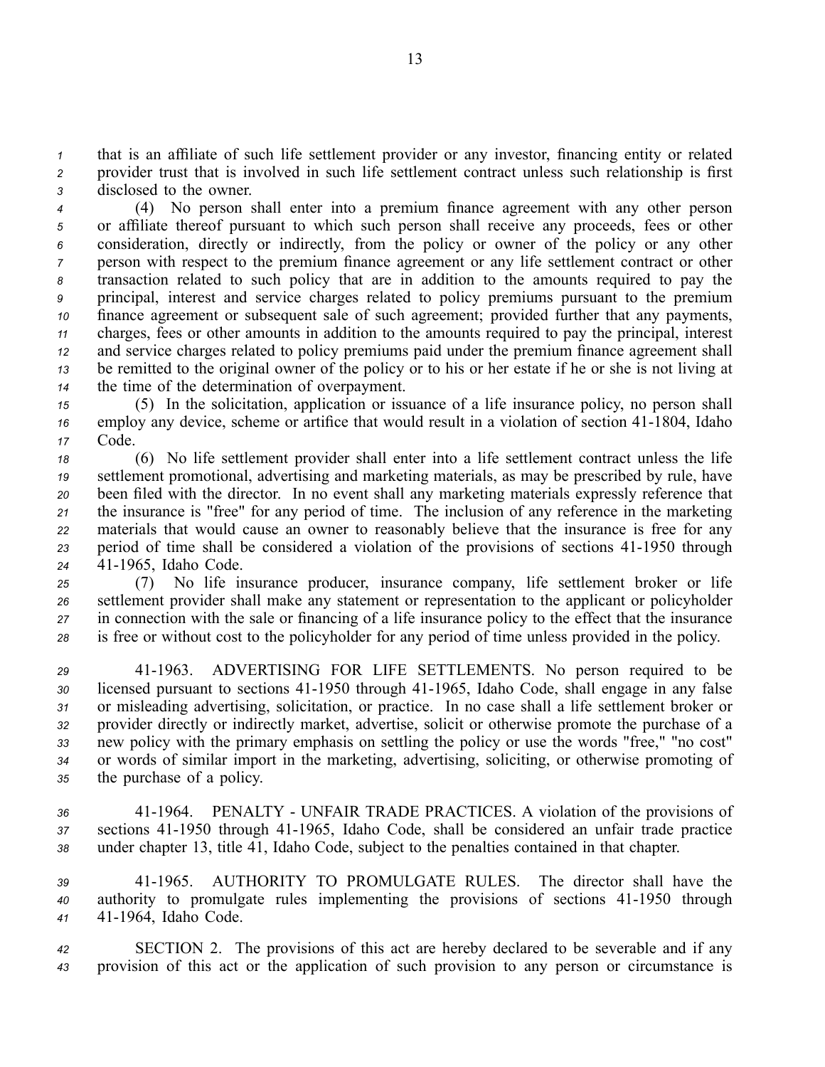that is an affiliate of such life settlement provider or any investor, financing entity or related provider trust that is involved in such life settlement contract unless such relationship is first disclosed to the owner.

(4) No person shall enter into a premium finance agreement with any other person or affiliate thereof pursuant to which such person shall receive any proceeds, fees or other consideration, directly or indirectly, from the policy or owner of the policy or any other person with respect to the premium finance agreement or any life settlement contract or other transaction related to such policy that are in addition to the amounts required to pay the principal, interest and service charges related to policy premiums pursuant to the premium finance agreement or subsequent sale of such agreement; provided further that any payments, charges, fees or other amounts in addition to the amounts required to pay the principal, interest and service charges related to policy premiums paid under the premium finance agreement shall be remitted to the original owner of the policy or to his or her estate if he or she is not living at the time of the determination of overpayment.

(5) In the solicitation, application or issuance of a life insurance policy, no person shall employ any device, scheme or artifice that would result in a violation of section 41-1804, Idaho Code.

(6) No life settlement provider shall enter into a life settlement contract unless the life settlement promotional, advertising and marketing materials, as may be prescribed by rule, have been filed with the director. In no event shall any marketing materials expressly reference that the insurance is "free" for any period of time. The inclusion of any reference in the marketing materials that would cause an owner to reasonably believe that the insurance is free for any period of time shall be considered a violation of the provisions of sections 41-1950 through 41-1965, Idaho Code.

(7) No life insurance producer, insurance company, life settlement broker or life settlement provider shall make any statement or representation to the applicant or policyholder in connection with the sale or financing of a life insurance policy to the effect that the insurance is free or without cost to the policyholder for any period of time unless provided in the policy.

41-1963. ADVERTISING FOR LIFE SETTLEMENTS. No person required to be licensed pursuant to sections 41-1950 through 41-1965, Idaho Code, shall engage in any false or misleading advertising, solicitation, or practice. In no case shall a life settlement broker or provider directly or indirectly market, advertise, solicit or otherwise promote the purchase of a new policy with the primary emphasis on settling the policy or use the words "free," "no cost" or words of similar import in the marketing, advertising, soliciting, or otherwise promoting of the purchase of a policy.

41-1964. PENALTY - UNFAIR TRADE PRACTICES. A violation of the provisions of sections 41-1950 through 41-1965, Idaho Code, shall be considered an unfair trade practice under chapter 13, title 41, Idaho Code, subject to the penalties contained in that chapter.

41-1965. AUTHORITY TO PROMULGATE RULES. The director shall have the authority to promulgate rules implementing the provisions of sections 41-1950 through 41-1964, Idaho Code.

SECTION 2. The provisions of this act are hereby declared to be severable and if any provision of this act or the application of such provision to any person or circumstance is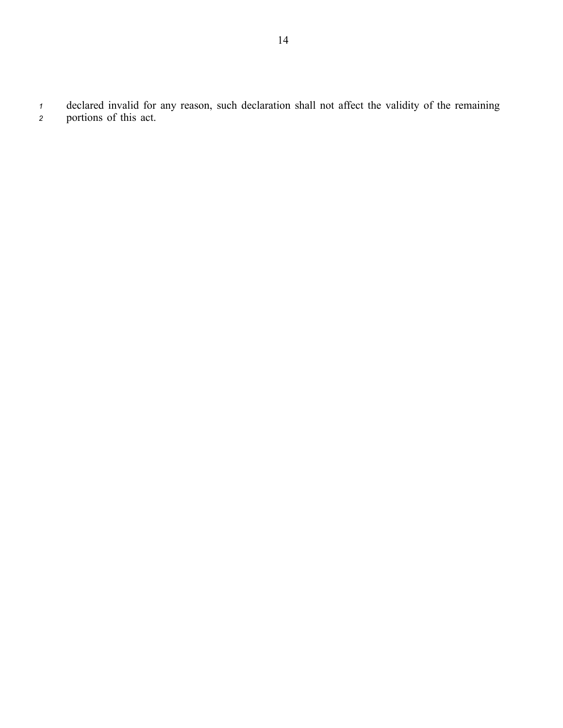declared invalid for any reason, such declaration shall not affect the validity of the remaining portions of this act.